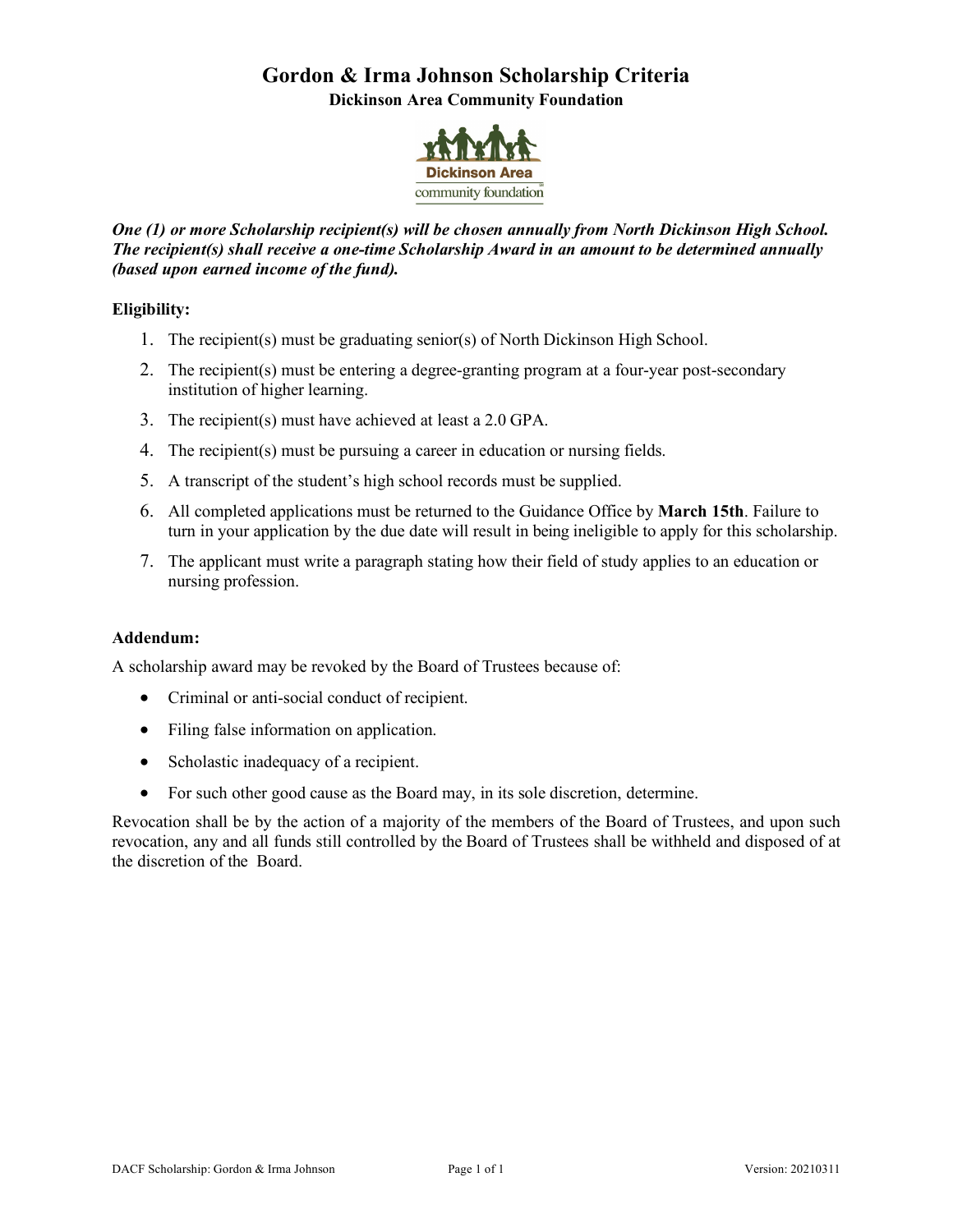# Gordon & Irma Johnson Scholarship Criteria

**Dickinson Area Community Foundation**

***One (1) or more Scholarship recipient(s) will be chosen annually from North Dickinson High School. The recipient(s) shall receive a one-time Scholarship Award in an amount to be determined annually (based upon earned income of the fund).***

**Eligibility:**

1. The recipient(s) must be graduating senior(s) of North Dickinson High School.
2. The recipient(s) must be entering a degree-granting program at a four-year post-secondary institution of higher learning.
3. The recipient(s) must have achieved at least a 2.0 GPA.
4. The recipient(s) must be pursuing a career in education or nursing fields.
5. A transcript of the student's high school records must be supplied.
6. All completed applications must be returned to the Guidance Office by **March 15th**. Failure to turn in your application by the due date will result in being ineligible to apply for this scholarship.
7. The applicant must write a paragraph stating how their field of study applies to an education or nursing profession.

**Addendum:**

A scholarship award may be revoked by the Board of Trustees because of:

- Criminal or anti-social conduct of recipient.
- Filing false information on application.
- Scholastic inadequacy of a recipient.
- For such other good cause as the Board may, in its sole discretion, determine.

Revocation shall be by the action of a majority of the members of the Board of Trustees, and upon such revocation, any and all funds still controlled by the Board of Trustees shall be withheld and disposed of at the discretion of the Board.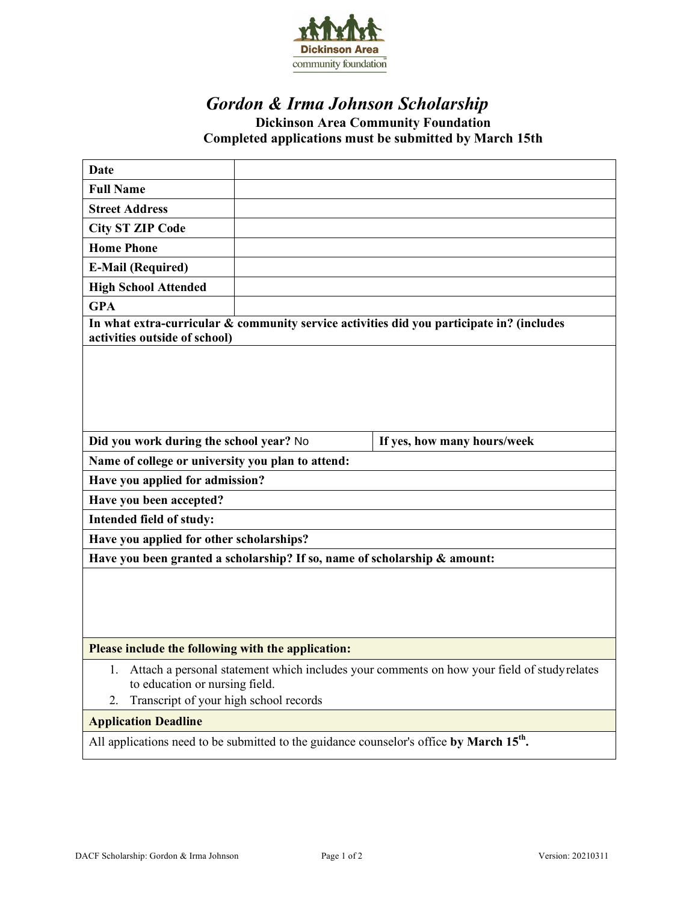# *Gordon & Irma Johnson Scholarship*

**Dickinson Area Community Foundation**

**Completed applications must be submitted by March 15th**

| **Date** | |
|---|---|
| **Full Name** | |
| **Street Address** | |
| **City ST ZIP Code** | |
| **Home Phone** | |
| **E-Mail (Required)** | |
| **High School Attended** | |
| **GPA** | |

**In what extra-curricular & community service activities did you participate in? (includes activities outside of school)**

| **Did you work during the school year?** No | **If yes, how many hours/week** |
|---|---|

**Name of college or university you plan to attend:**

**Have you applied for admission?**

**Have you been accepted?**

**Intended field of study:**

**Have you applied for other scholarships?**

**Have you been granted a scholarship? If so, name of scholarship & amount:**

**Please include the following with the application:**

1. Attach a personal statement which includes your comments on how your field of study relates to education or nursing field.
2. Transcript of your high school records

**Application Deadline**

All applications need to be submitted to the guidance counselor's office **by March 15th.**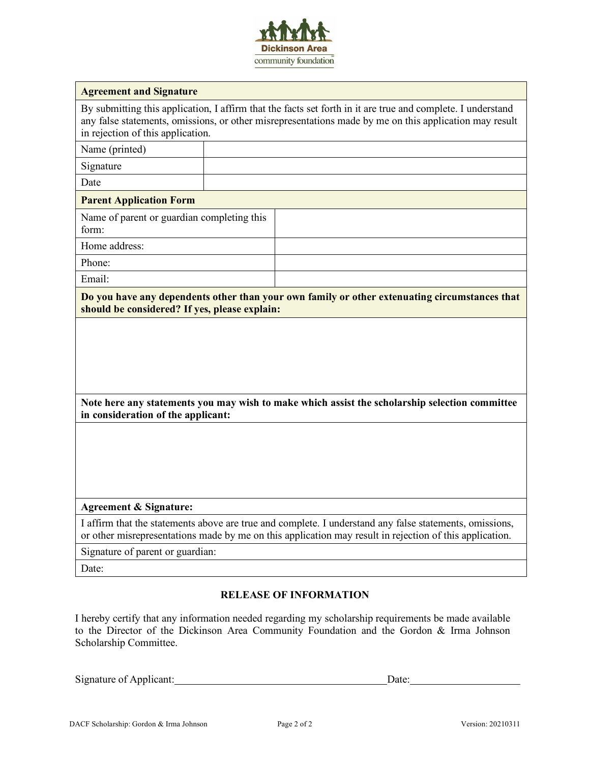Dickinson Area community foundation

| Agreement and Signature | |
| --- | --- |
| By submitting this application, I affirm that the facts set forth in it are true and complete. I understand any false statements, omissions, or other misrepresentations made by me on this application may result in rejection of this application. | |
| Name (printed) | |
| Signature | |
| Date | |

| Parent Application Form | |
| --- | --- |
| Name of parent or guardian completing this form: | |
| Home address: | |
| Phone: | |
| Email: | |

| **Do you have any dependents other than your own family or other extenuating circumstances that should be considered? If yes, please explain:** |
| --- |
| |

| **Note here any statements you may wish to make which assist the scholarship selection committee in consideration of the applicant:** |
| --- |
| |

| **Agreement & Signature:** |
| --- |
| I affirm that the statements above are true and complete. I understand any false statements, omissions, or other misrepresentations made by me on this application may result in rejection of this application. |
| Signature of parent or guardian: |
| Date: |

## RELEASE OF INFORMATION

I hereby certify that any information needed regarding my scholarship requirements be made available to the Director of the Dickinson Area Community Foundation and the Gordon & Irma Johnson Scholarship Committee.

Signature of Applicant:________________________________________ Date:____________________

DACF Scholarship: Gordon & Irma Johnson Version: 20210311